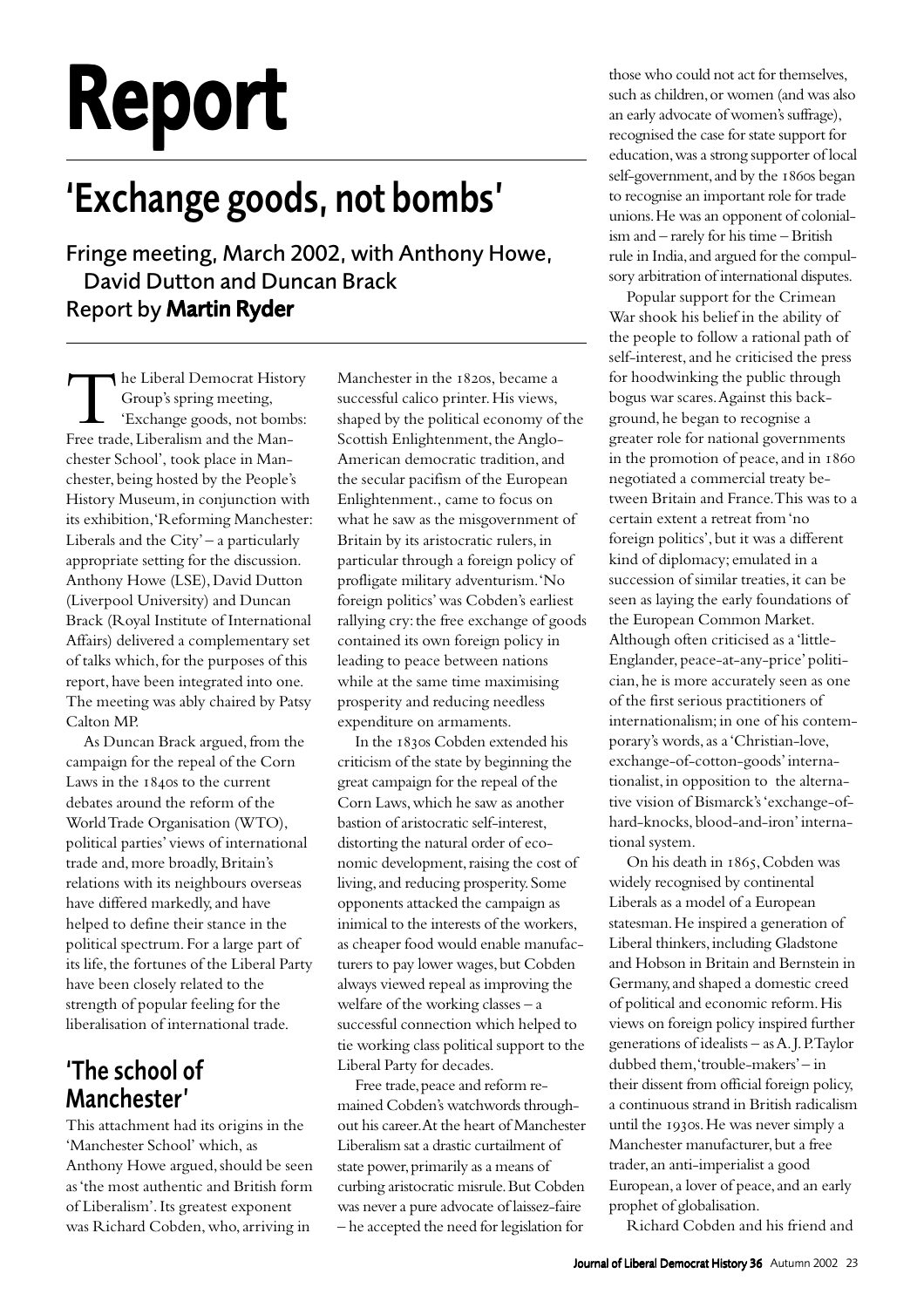# Report

## 'Exchange goods, not bombs'

Fringe meeting, March 2002, with Anthony Howe, David Dutton and Duncan Brack
Report by **Martin Ryder**

The Liberal Democrat History Group's spring meeting, 'Exchange goods, not bombs: Free trade, Liberalism and the Manchester School', took place in Manchester, being hosted by the People's History Museum, in conjunction with its exhibition, 'Reforming Manchester: Liberals and the City' – a particularly appropriate setting for the discussion. Anthony Howe (LSE), David Dutton (Liverpool University) and Duncan Brack (Royal Institute of International Affairs) delivered a complementary set of talks which, for the purposes of this report, have been integrated into one. The meeting was ably chaired by Patsy Calton MP.

As Duncan Brack argued, from the campaign for the repeal of the Corn Laws in the 1840s to the current debates around the reform of the World Trade Organisation (WTO), political parties' views of international trade and, more broadly, Britain's relations with its neighbours overseas have differed markedly, and have helped to define their stance in the political spectrum. For a large part of its life, the fortunes of the Liberal Party have been closely related to the strength of popular feeling for the liberalisation of international trade.

### 'The school of Manchester'

This attachment had its origins in the 'Manchester School' which, as Anthony Howe argued, should be seen as 'the most authentic and British form of Liberalism'. Its greatest exponent was Richard Cobden, who, arriving in Manchester in the 1820s, became a successful calico printer. His views, shaped by the political economy of the Scottish Enlightenment, the Anglo-American democratic tradition, and the secular pacifism of the European Enlightenment., came to focus on what he saw as the misgovernment of Britain by its aristocratic rulers, in particular through a foreign policy of profligate military adventurism. 'No foreign politics' was Cobden's earliest rallying cry: the free exchange of goods contained its own foreign policy in leading to peace between nations while at the same time maximising prosperity and reducing needless expenditure on armaments.

In the 1830s Cobden extended his criticism of the state by beginning the great campaign for the repeal of the Corn Laws, which he saw as another bastion of aristocratic self-interest, distorting the natural order of economic development, raising the cost of living, and reducing prosperity. Some opponents attacked the campaign as inimical to the interests of the workers, as cheaper food would enable manufacturers to pay lower wages, but Cobden always viewed repeal as improving the welfare of the working classes – a successful connection which helped to tie working class political support to the Liberal Party for decades.

Free trade, peace and reform remained Cobden's watchwords throughout his career. At the heart of Manchester Liberalism sat a drastic curtailment of state power, primarily as a means of curbing aristocratic misrule. But Cobden was never a pure advocate of laissez-faire – he accepted the need for legislation for those who could not act for themselves, such as children, or women (and was also an early advocate of women's suffrage), recognised the case for state support for education, was a strong supporter of local self-government, and by the 1860s began to recognise an important role for trade unions. He was an opponent of colonialism and – rarely for his time – British rule in India, and argued for the compulsory arbitration of international disputes.

Popular support for the Crimean War shook his belief in the ability of the people to follow a rational path of self-interest, and he criticised the press for hoodwinking the public through bogus war scares. Against this background, he began to recognise a greater role for national governments in the promotion of peace, and in 1860 negotiated a commercial treaty between Britain and France. This was to a certain extent a retreat from 'no foreign politics', but it was a different kind of diplomacy; emulated in a succession of similar treaties, it can be seen as laying the early foundations of the European Common Market. Although often criticised as a 'little-Englander, peace-at-any-price' politician, he is more accurately seen as one of the first serious practitioners of internationalism; in one of his contemporary's words, as a 'Christian-love, exchange-of-cotton-goods' internationalist, in opposition to the alternative vision of Bismarck's 'exchange-of-hard-knocks, blood-and-iron' international system.

On his death in 1865, Cobden was widely recognised by continental Liberals as a model of a European statesman. He inspired a generation of Liberal thinkers, including Gladstone and Hobson in Britain and Bernstein in Germany, and shaped a domestic creed of political and economic reform. His views on foreign policy inspired further generations of idealists – as A. J. P. Taylor dubbed them, 'trouble-makers' – in their dissent from official foreign policy, a continuous strand in British radicalism until the 1930s. He was never simply a Manchester manufacturer, but a free trader, an anti-imperialist a good European, a lover of peace, and an early prophet of globalisation.

Richard Cobden and his friend and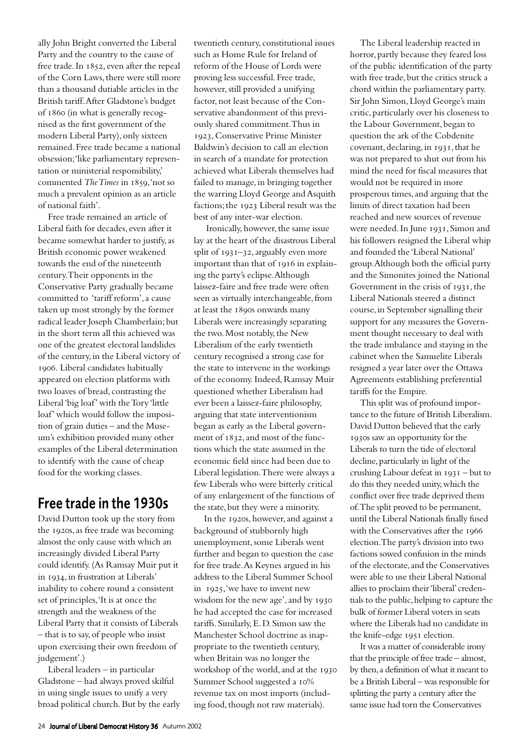ally John Bright converted the Liberal Party and the country to the cause of free trade. In 1852, even after the repeal of the Corn Laws, there were still more than a thousand dutiable articles in the British tariff. After Gladstone's budget of 1860 (in what is generally recognised as the first government of the modern Liberal Party), only sixteen remained. Free trade became a national obsession; 'like parliamentary representation or ministerial responsibility,' commented *The Times* in 1859, 'not so much a prevalent opinion as an article of national faith'.

Free trade remained an article of Liberal faith for decades, even after it became somewhat harder to justify, as British economic power weakened towards the end of the nineteenth century. Their opponents in the Conservative Party gradually became committed to 'tariff reform', a cause taken up most strongly by the former radical leader Joseph Chamberlain; but in the short term all this achieved was one of the greatest electoral landslides of the century, in the Liberal victory of 1906. Liberal candidates habitually appeared on election platforms with two loaves of bread, contrasting the Liberal 'big loaf' with the Tory 'little loaf' which would follow the imposition of grain duties – and the Museum's exhibition provided many other examples of the Liberal determination to identify with the cause of cheap food for the working classes.

## Free trade in the 1930s

David Dutton took up the story from the 1920s, as free trade was becoming almost the only cause with which an increasingly divided Liberal Party could identify. (As Ramsay Muir put it in 1934, in frustration at Liberals' inability to cohere round a consistent set of principles, 'It is at once the strength and the weakness of the Liberal Party that it consists of Liberals – that is to say, of people who insist upon exercising their own freedom of judgement'.)

Liberal leaders – in particular Gladstone – had always proved skilful in using single issues to unify a very broad political church. But by the early twentieth century, constitutional issues such as Home Rule for Ireland of reform of the House of Lords were proving less successful. Free trade, however, still provided a unifying factor, not least because of the Conservative abandonment of this previously shared commitment. Thus in 1923, Conservative Prime Minister Baldwin's decision to call an election in search of a mandate for protection achieved what Liberals themselves had failed to manage, in bringing together the warring Lloyd George and Asquith factions; the 1923 Liberal result was the best of any inter-war election.

Ironically, however, the same issue lay at the heart of the disastrous Liberal split of 1931–32, arguably even more important than that of 1916 in explaining the party's eclipse. Although laissez-faire and free trade were often seen as virtually interchangeable, from at least the 1890s onwards many Liberals were increasingly separating the two. Most notably, the New Liberalism of the early twentieth century recognised a strong case for the state to intervene in the workings of the economy. Indeed, Ramsay Muir questioned whether Liberalism had ever been a laissez-faire philosophy, arguing that state interventionism began as early as the Liberal government of 1832, and most of the functions which the state assumed in the economic field since had been due to Liberal legislation. There were always a few Liberals who were bitterly critical of any enlargement of the functions of the state, but they were a minority.

In the 1920s, however, and against a background of stubbornly high unemployment, some Liberals went further and began to question the case for free trade. As Keynes argued in his address to the Liberal Summer School in 1925, 'we have to invent new wisdom for the new age', and by 1930 he had accepted the case for increased tariffs. Similarly, E. D. Simon saw the Manchester School doctrine as inappropriate to the twentieth century, when Britain was no longer the workshop of the world, and at the 1930 Summer School suggested a 10% revenue tax on most imports (including food, though not raw materials).

The Liberal leadership reacted in horror, partly because they feared loss of the public identification of the party with free trade, but the critics struck a chord within the parliamentary party. Sir John Simon, Lloyd George's main critic, particularly over his closeness to the Labour Government, began to question the ark of the Cobdenite covenant, declaring, in 1931, that he was not prepared to shut out from his mind the need for fiscal measures that would not be required in more prosperous times, and arguing that the limits of direct taxation had been reached and new sources of revenue were needed. In June 1931, Simon and his followers resigned the Liberal whip and founded the 'Liberal National' group. Although both the official party and the Simonites joined the National Government in the crisis of 1931, the Liberal Nationals steered a distinct course, in September signalling their support for any measures the Government thought necessary to deal with the trade imbalance and staying in the cabinet when the Samuelite Liberals resigned a year later over the Ottawa Agreements establishing preferential tariffs for the Empire.

This split was of profound importance to the future of British Liberalism. David Dutton believed that the early 1930s saw an opportunity for the Liberals to turn the tide of electoral decline, particularly in light of the crushing Labour defeat in 1931 – but to do this they needed unity, which the conflict over free trade deprived them of. The split proved to be permanent, until the Liberal Nationals finally fused with the Conservatives after the 1966 election. The party's division into two factions sowed confusion in the minds of the electorate, and the Conservatives were able to use their Liberal National allies to proclaim their 'liberal' credentials to the public, helping to capture the bulk of former Liberal voters in seats where the Liberals had no candidate in the knife-edge 1951 election.

It was a matter of considerable irony that the principle of free trade – almost, by then, a definition of what it meant to be a British Liberal – was responsible for splitting the party a century after the same issue had torn the Conservatives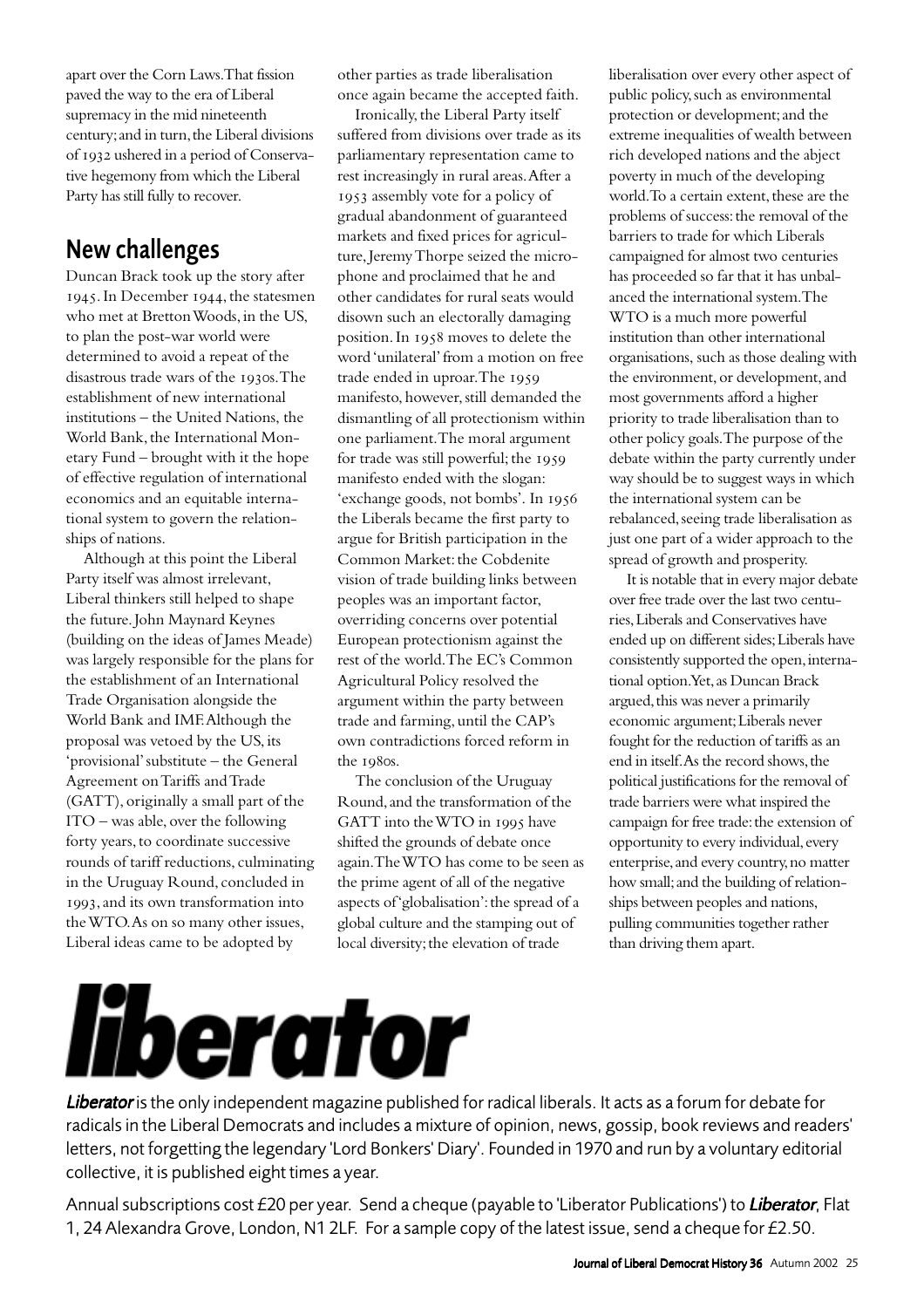apart over the Corn Laws. That fission paved the way to the era of Liberal supremacy in the mid nineteenth century; and in turn, the Liberal divisions of 1932 ushered in a period of Conservative hegemony from which the Liberal Party has still fully to recover.

## New challenges

Duncan Brack took up the story after 1945. In December 1944, the statesmen who met at Bretton Woods, in the US, to plan the post-war world were determined to avoid a repeat of the disastrous trade wars of the 1930s. The establishment of new international institutions – the United Nations, the World Bank, the International Monetary Fund – brought with it the hope of effective regulation of international economics and an equitable international system to govern the relationships of nations.

Although at this point the Liberal Party itself was almost irrelevant, Liberal thinkers still helped to shape the future. John Maynard Keynes (building on the ideas of James Meade) was largely responsible for the plans for the establishment of an International Trade Organisation alongside the World Bank and IMF. Although the proposal was vetoed by the US, its 'provisional' substitute – the General Agreement on Tariffs and Trade (GATT), originally a small part of the ITO – was able, over the following forty years, to coordinate successive rounds of tariff reductions, culminating in the Uruguay Round, concluded in 1993, and its own transformation into the WTO. As on so many other issues, Liberal ideas came to be adopted by other parties as trade liberalisation once again became the accepted faith.

Ironically, the Liberal Party itself suffered from divisions over trade as its parliamentary representation came to rest increasingly in rural areas. After a 1953 assembly vote for a policy of gradual abandonment of guaranteed markets and fixed prices for agriculture, Jeremy Thorpe seized the microphone and proclaimed that he and other candidates for rural seats would disown such an electorally damaging position. In 1958 moves to delete the word 'unilateral' from a motion on free trade ended in uproar. The 1959 manifesto, however, still demanded the dismantling of all protectionism within one parliament. The moral argument for trade was still powerful; the 1959 manifesto ended with the slogan: 'exchange goods, not bombs'. In 1956 the Liberals became the first party to argue for British participation in the Common Market: the Cobdenite vision of trade building links between peoples was an important factor, overriding concerns over potential European protectionism against the rest of the world. The EC's Common Agricultural Policy resolved the argument within the party between trade and farming, until the CAP's own contradictions forced reform in the 1980s.

The conclusion of the Uruguay Round, and the transformation of the GATT into the WTO in 1995 have shifted the grounds of debate once again. The WTO has come to be seen as the prime agent of all of the negative aspects of 'globalisation': the spread of a global culture and the stamping out of local diversity; the elevation of trade liberalisation over every other aspect of public policy, such as environmental protection or development; and the extreme inequalities of wealth between rich developed nations and the abject poverty in much of the developing world. To a certain extent, these are the problems of success: the removal of the barriers to trade for which Liberals campaigned for almost two centuries has proceeded so far that it has unbalanced the international system. The WTO is a much more powerful institution than other international organisations, such as those dealing with the environment, or development, and most governments afford a higher priority to trade liberalisation than to other policy goals. The purpose of the debate within the party currently under way should be to suggest ways in which the international system can be rebalanced, seeing trade liberalisation as just one part of a wider approach to the spread of growth and prosperity.

It is notable that in every major debate over free trade over the last two centuries, Liberals and Conservatives have ended up on different sides; Liberals have consistently supported the open, international option. Yet, as Duncan Brack argued, this was never a primarily economic argument; Liberals never fought for the reduction of tariffs as an end in itself. As the record shows, the political justifications for the removal of trade barriers were what inspired the campaign for free trade: the extension of opportunity to every individual, every enterprise, and every country, no matter how small; and the building of relationships between peoples and nations, pulling communities together rather than driving them apart.

# liberator

***Liberator*** is the only independent magazine published for radical liberals. It acts as a forum for debate for radicals in the Liberal Democrats and includes a mixture of opinion, news, gossip, book reviews and readers' letters, not forgetting the legendary 'Lord Bonkers' Diary'. Founded in 1970 and run by a voluntary editorial collective, it is published eight times a year.

Annual subscriptions cost £20 per year. Send a cheque (payable to 'Liberator Publications') to ***Liberator***, Flat 1, 24 Alexandra Grove, London, N1 2LF. For a sample copy of the latest issue, send a cheque for £2.50.